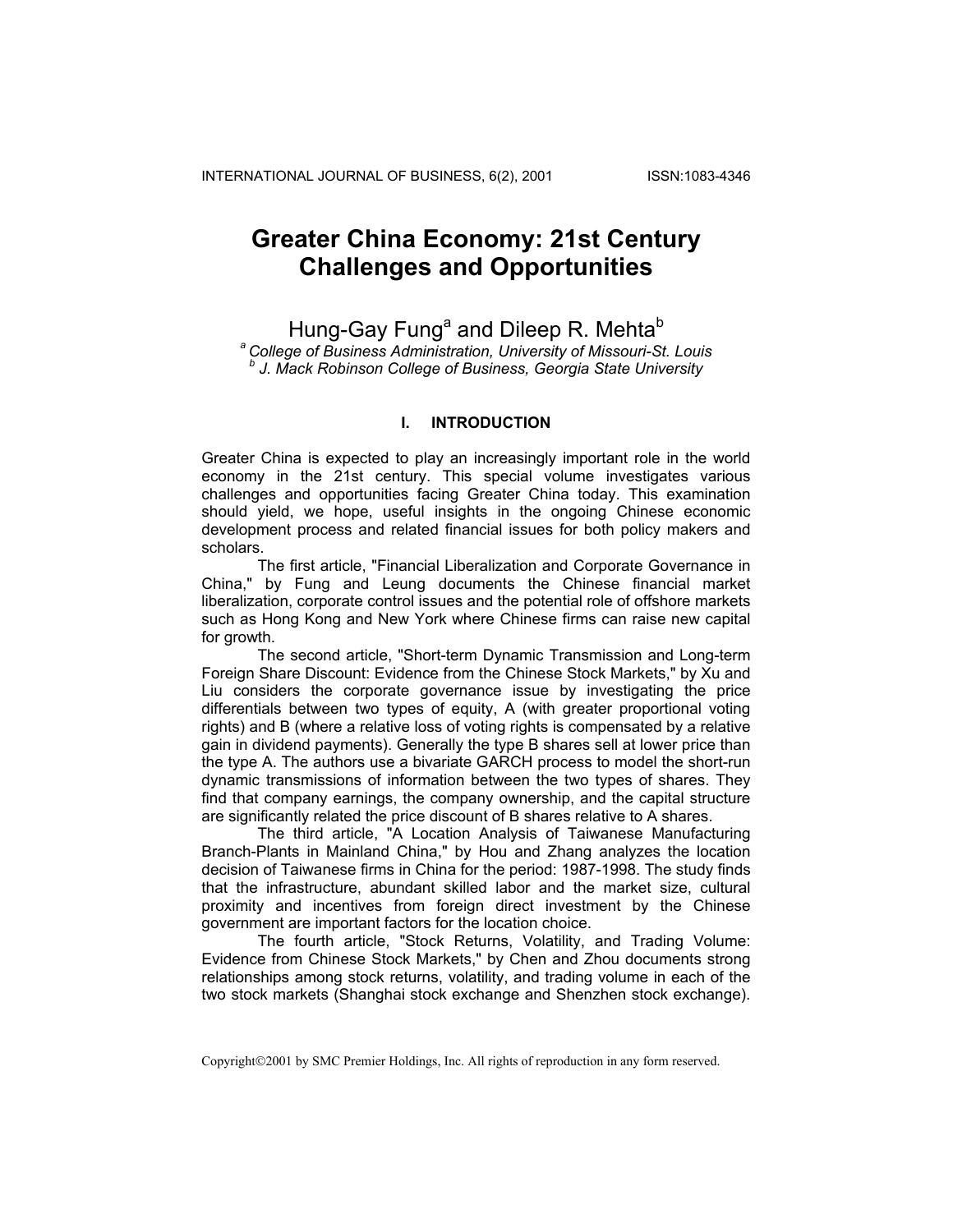# Greater China Economy: 21st Century Challenges and Opportunities

Hung-Gay Fung[a] and Dileep R. Mehta[b]

[a] *College of Business Administration, University of Missouri-St. Louis*
[b] *J. Mack Robinson College of Business, Georgia State University*

## I. INTRODUCTION

Greater China is expected to play an increasingly important role in the world economy in the 21st century. This special volume investigates various challenges and opportunities facing Greater China today. This examination should yield, we hope, useful insights in the ongoing Chinese economic development process and related financial issues for both policy makers and scholars.

The first article, "Financial Liberalization and Corporate Governance in China," by Fung and Leung documents the Chinese financial market liberalization, corporate control issues and the potential role of offshore markets such as Hong Kong and New York where Chinese firms can raise new capital for growth.

The second article, "Short-term Dynamic Transmission and Long-term Foreign Share Discount: Evidence from the Chinese Stock Markets," by Xu and Liu considers the corporate governance issue by investigating the price differentials between two types of equity, A (with greater proportional voting rights) and B (where a relative loss of voting rights is compensated by a relative gain in dividend payments). Generally the type B shares sell at lower price than the type A. The authors use a bivariate GARCH process to model the short-run dynamic transmissions of information between the two types of shares. They find that company earnings, the company ownership, and the capital structure are significantly related the price discount of B shares relative to A shares.

The third article, "A Location Analysis of Taiwanese Manufacturing Branch-Plants in Mainland China," by Hou and Zhang analyzes the location decision of Taiwanese firms in China for the period: 1987-1998. The study finds that the infrastructure, abundant skilled labor and the market size, cultural proximity and incentives from foreign direct investment by the Chinese government are important factors for the location choice.

The fourth article, "Stock Returns, Volatility, and Trading Volume: Evidence from Chinese Stock Markets," by Chen and Zhou documents strong relationships among stock returns, volatility, and trading volume in each of the two stock markets (Shanghai stock exchange and Shenzhen stock exchange).

Copyright©2001 by SMC Premier Holdings, Inc. All rights of reproduction in any form reserved.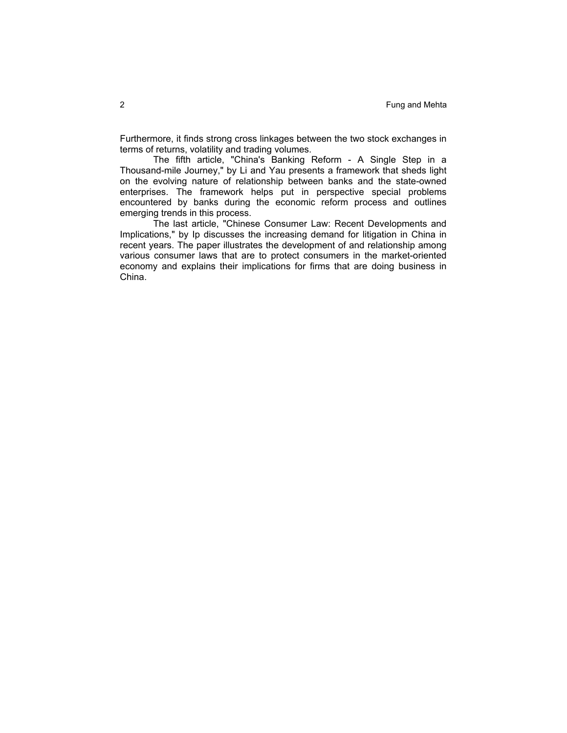Furthermore, it finds strong cross linkages between the two stock exchanges in terms of returns, volatility and trading volumes.

The fifth article, "China's Banking Reform - A Single Step in a Thousand-mile Journey," by Li and Yau presents a framework that sheds light on the evolving nature of relationship between banks and the state-owned enterprises. The framework helps put in perspective special problems encountered by banks during the economic reform process and outlines emerging trends in this process.

The last article, "Chinese Consumer Law: Recent Developments and Implications," by Ip discusses the increasing demand for litigation in China in recent years. The paper illustrates the development of and relationship among various consumer laws that are to protect consumers in the market-oriented economy and explains their implications for firms that are doing business in China.